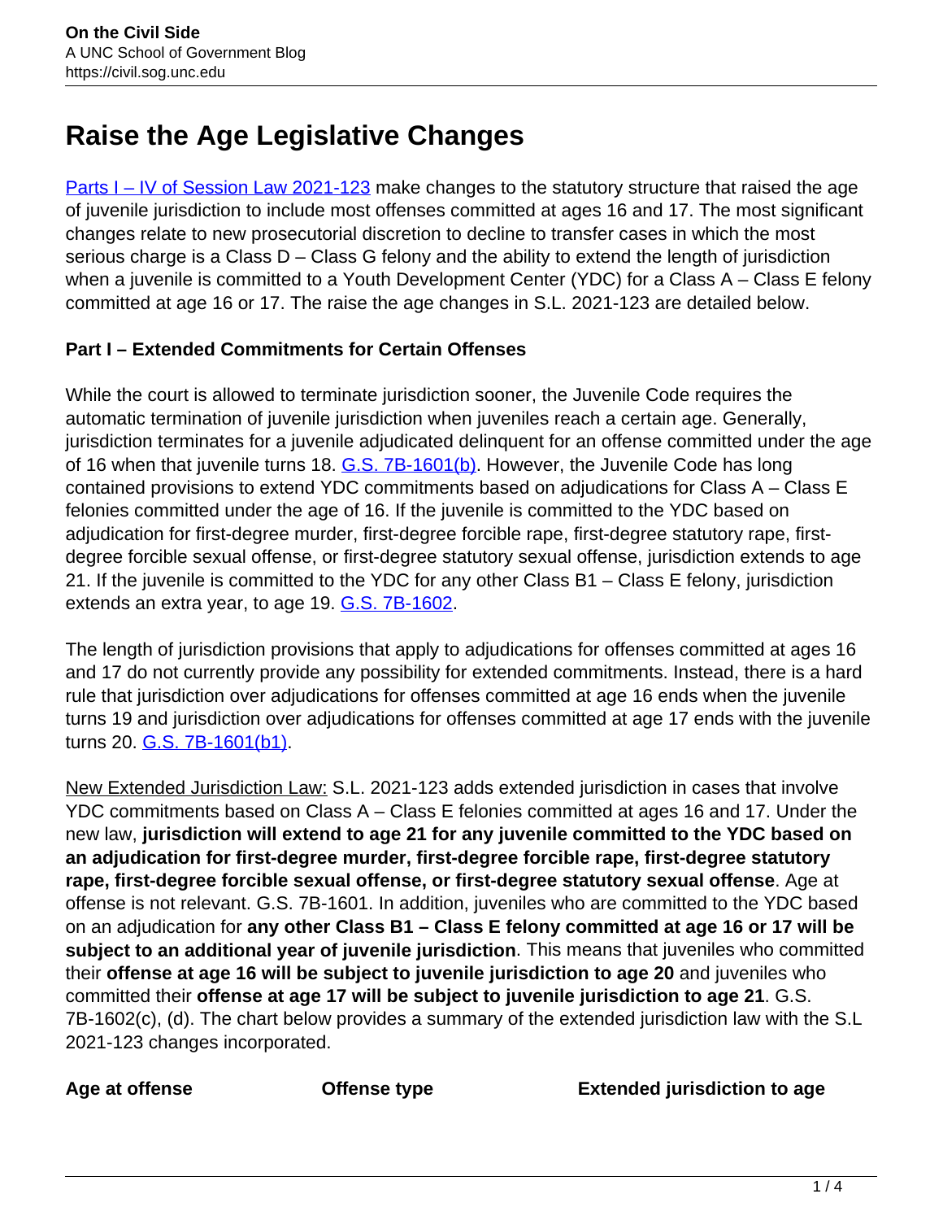# Raise the Age Legislative Changes

[Parts I – IV of Session Law 2021-123](#) make changes to the statutory structure that raised the age of juvenile jurisdiction to include most offenses committed at ages 16 and 17. The most significant changes relate to new prosecutorial discretion to decline to transfer cases in which the most serious charge is a Class D – Class G felony and the ability to extend the length of jurisdiction when a juvenile is committed to a Youth Development Center (YDC) for a Class A – Class E felony committed at age 16 or 17. The raise the age changes in S.L. 2021-123 are detailed below.

**Part I – Extended Commitments for Certain Offenses**

While the court is allowed to terminate jurisdiction sooner, the Juvenile Code requires the automatic termination of juvenile jurisdiction when juveniles reach a certain age. Generally, jurisdiction terminates for a juvenile adjudicated delinquent for an offense committed under the age of 16 when that juvenile turns 18. [G.S. 7B-1601(b)](#). However, the Juvenile Code has long contained provisions to extend YDC commitments based on adjudications for Class A – Class E felonies committed under the age of 16. If the juvenile is committed to the YDC based on adjudication for first-degree murder, first-degree forcible rape, first-degree statutory rape, first-degree forcible sexual offense, or first-degree statutory sexual offense, jurisdiction extends to age 21. If the juvenile is committed to the YDC for any other Class B1 – Class E felony, jurisdiction extends an extra year, to age 19. [G.S. 7B-1602](#).

The length of jurisdiction provisions that apply to adjudications for offenses committed at ages 16 and 17 do not currently provide any possibility for extended commitments. Instead, there is a hard rule that jurisdiction over adjudications for offenses committed at age 16 ends when the juvenile turns 19 and jurisdiction over adjudications for offenses committed at age 17 ends with the juvenile turns 20. [G.S. 7B-1601(b1)](#).

New Extended Jurisdiction Law: S.L. 2021-123 adds extended jurisdiction in cases that involve YDC commitments based on Class A – Class E felonies committed at ages 16 and 17. Under the new law, **jurisdiction will extend to age 21 for any juvenile committed to the YDC based on an adjudication for first-degree murder, first-degree forcible rape, first-degree statutory rape, first-degree forcible sexual offense, or first-degree statutory sexual offense**. Age at offense is not relevant. G.S. 7B-1601. In addition, juveniles who are committed to the YDC based on an adjudication for **any other Class B1 – Class E felony committed at age 16 or 17 will be subject to an additional year of juvenile jurisdiction**. This means that juveniles who committed their **offense at age 16 will be subject to juvenile jurisdiction to age 20** and juveniles who committed their **offense at age 17 will be subject to juvenile jurisdiction to age 21**. G.S. 7B-1602(c), (d). The chart below provides a summary of the extended jurisdiction law with the S.L 2021-123 changes incorporated.

| Age at offense | Offense type | Extended jurisdiction to age |
| --- | --- | --- |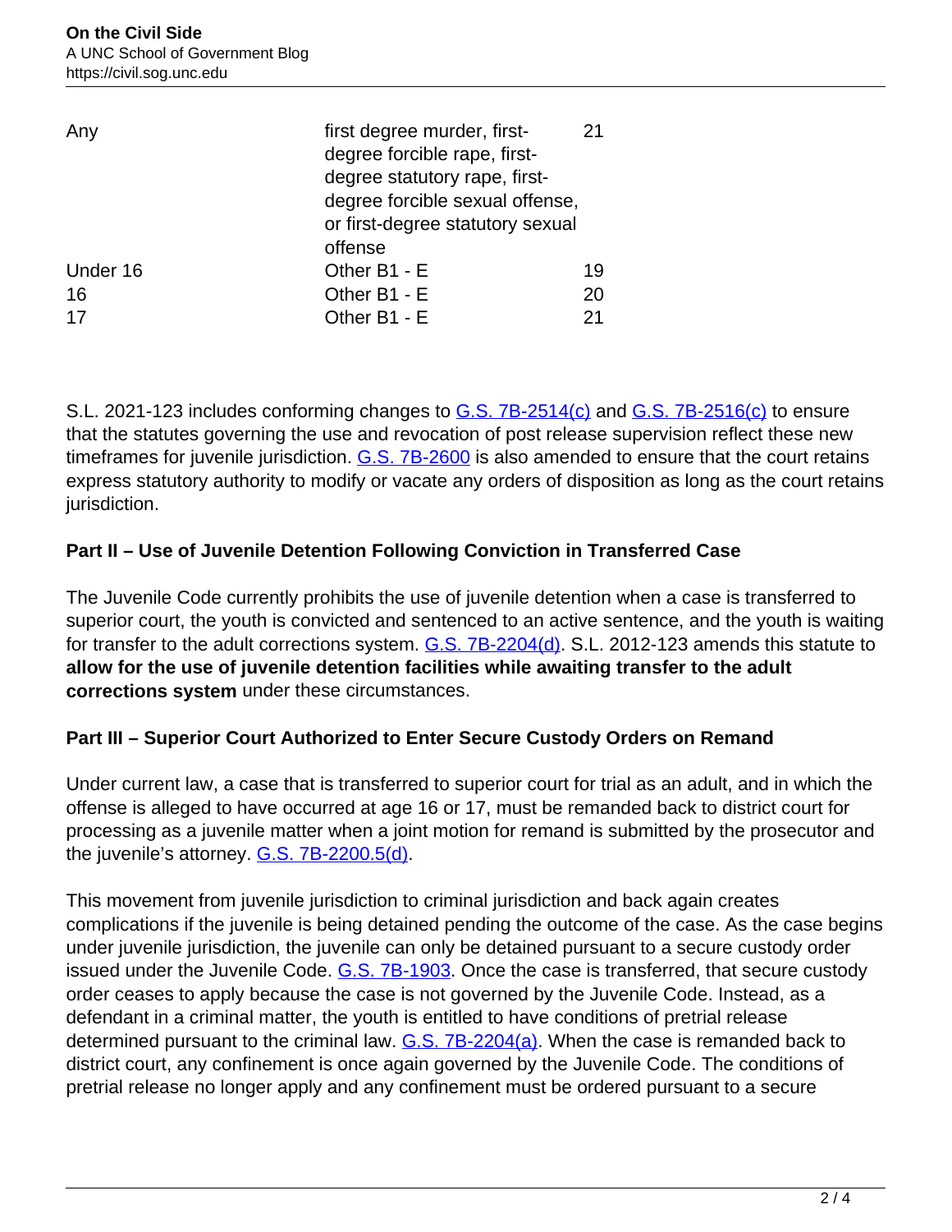| Any | first degree murder, first-degree forcible rape, first-degree statutory rape, first-degree forcible sexual offense, or first-degree statutory sexual offense | 21 |
|---|---|---|
| Under 16 | Other B1 - E | 19 |
| 16 | Other B1 - E | 20 |
| 17 | Other B1 - E | 21 |

S.L. 2021-123 includes conforming changes to G.S. 7B-2514(c) and G.S. 7B-2516(c) to ensure that the statutes governing the use and revocation of post release supervision reflect these new timeframes for juvenile jurisdiction. G.S. 7B-2600 is also amended to ensure that the court retains express statutory authority to modify or vacate any orders of disposition as long as the court retains jurisdiction.

**Part II – Use of Juvenile Detention Following Conviction in Transferred Case**

The Juvenile Code currently prohibits the use of juvenile detention when a case is transferred to superior court, the youth is convicted and sentenced to an active sentence, and the youth is waiting for transfer to the adult corrections system. G.S. 7B-2204(d). S.L. 2012-123 amends this statute to **allow for the use of juvenile detention facilities while awaiting transfer to the adult corrections system** under these circumstances.

**Part III – Superior Court Authorized to Enter Secure Custody Orders on Remand**

Under current law, a case that is transferred to superior court for trial as an adult, and in which the offense is alleged to have occurred at age 16 or 17, must be remanded back to district court for processing as a juvenile matter when a joint motion for remand is submitted by the prosecutor and the juvenile's attorney. G.S. 7B-2200.5(d).

This movement from juvenile jurisdiction to criminal jurisdiction and back again creates complications if the juvenile is being detained pending the outcome of the case. As the case begins under juvenile jurisdiction, the juvenile can only be detained pursuant to a secure custody order issued under the Juvenile Code. G.S. 7B-1903. Once the case is transferred, that secure custody order ceases to apply because the case is not governed by the Juvenile Code. Instead, as a defendant in a criminal matter, the youth is entitled to have conditions of pretrial release determined pursuant to the criminal law. G.S. 7B-2204(a). When the case is remanded back to district court, any confinement is once again governed by the Juvenile Code. The conditions of pretrial release no longer apply and any confinement must be ordered pursuant to a secure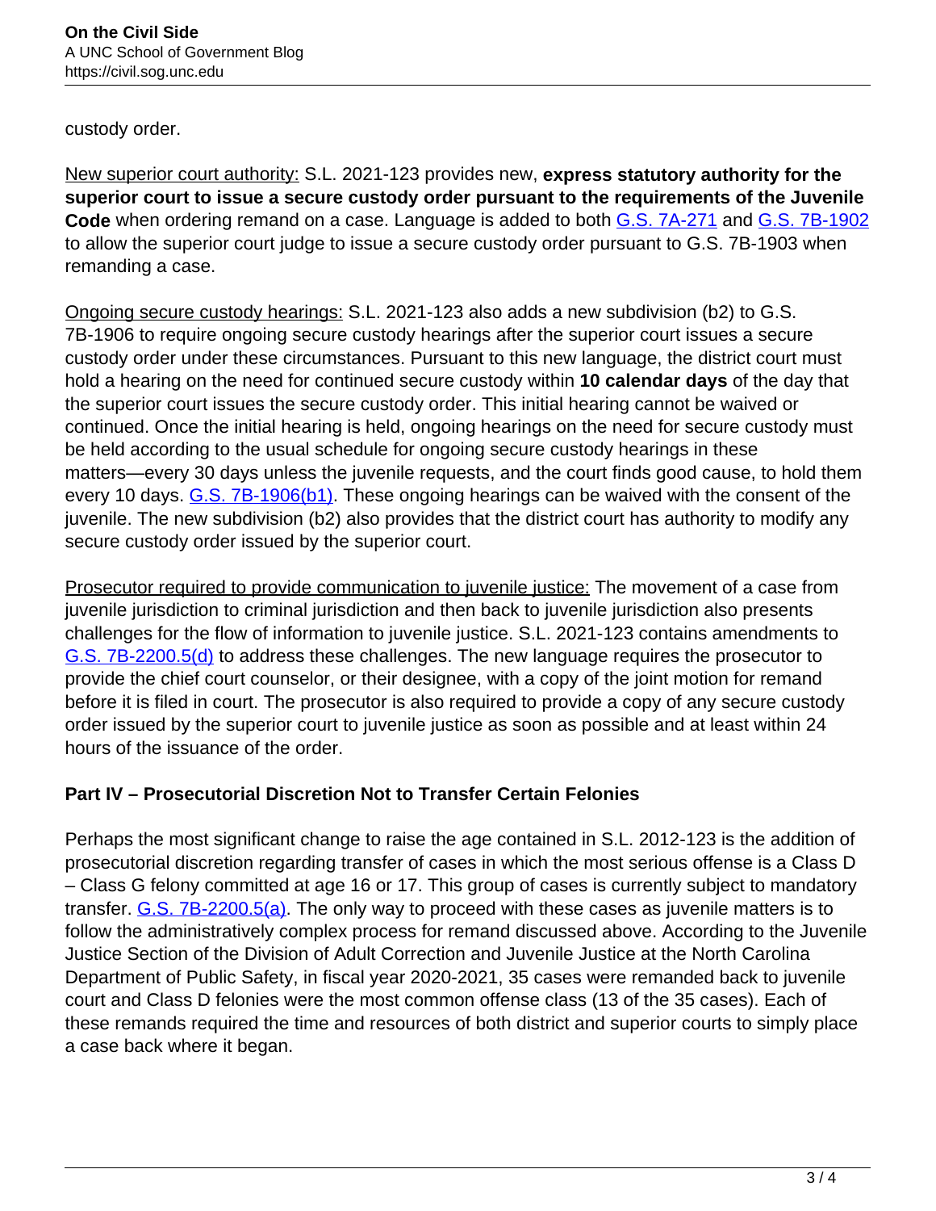custody order.

New superior court authority: S.L. 2021-123 provides new, **express statutory authority for the superior court to issue a secure custody order pursuant to the requirements of the Juvenile Code** when ordering remand on a case. Language is added to both G.S. 7A-271 and G.S. 7B-1902 to allow the superior court judge to issue a secure custody order pursuant to G.S. 7B-1903 when remanding a case.

Ongoing secure custody hearings: S.L. 2021-123 also adds a new subdivision (b2) to G.S. 7B-1906 to require ongoing secure custody hearings after the superior court issues a secure custody order under these circumstances. Pursuant to this new language, the district court must hold a hearing on the need for continued secure custody within **10 calendar days** of the day that the superior court issues the secure custody order. This initial hearing cannot be waived or continued. Once the initial hearing is held, ongoing hearings on the need for secure custody must be held according to the usual schedule for ongoing secure custody hearings in these matters—every 30 days unless the juvenile requests, and the court finds good cause, to hold them every 10 days. G.S. 7B-1906(b1). These ongoing hearings can be waived with the consent of the juvenile. The new subdivision (b2) also provides that the district court has authority to modify any secure custody order issued by the superior court.

Prosecutor required to provide communication to juvenile justice: The movement of a case from juvenile jurisdiction to criminal jurisdiction and then back to juvenile jurisdiction also presents challenges for the flow of information to juvenile justice. S.L. 2021-123 contains amendments to G.S. 7B-2200.5(d) to address these challenges. The new language requires the prosecutor to provide the chief court counselor, or their designee, with a copy of the joint motion for remand before it is filed in court. The prosecutor is also required to provide a copy of any secure custody order issued by the superior court to juvenile justice as soon as possible and at least within 24 hours of the issuance of the order.

### Part IV – Prosecutorial Discretion Not to Transfer Certain Felonies

Perhaps the most significant change to raise the age contained in S.L. 2012-123 is the addition of prosecutorial discretion regarding transfer of cases in which the most serious offense is a Class D – Class G felony committed at age 16 or 17. This group of cases is currently subject to mandatory transfer. G.S. 7B-2200.5(a). The only way to proceed with these cases as juvenile matters is to follow the administratively complex process for remand discussed above. According to the Juvenile Justice Section of the Division of Adult Correction and Juvenile Justice at the North Carolina Department of Public Safety, in fiscal year 2020-2021, 35 cases were remanded back to juvenile court and Class D felonies were the most common offense class (13 of the 35 cases). Each of these remands required the time and resources of both district and superior courts to simply place a case back where it began.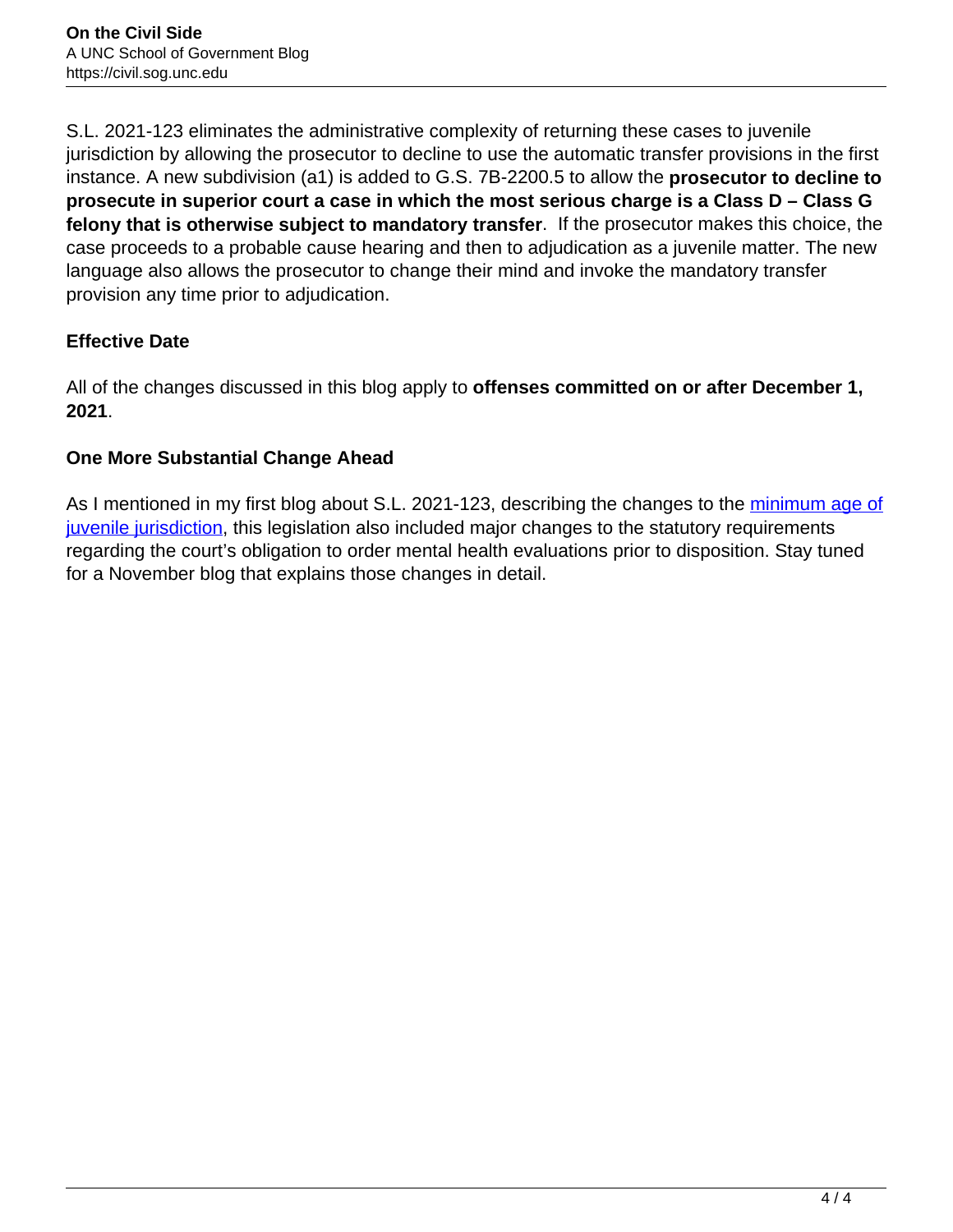S.L. 2021-123 eliminates the administrative complexity of returning these cases to juvenile jurisdiction by allowing the prosecutor to decline to use the automatic transfer provisions in the first instance. A new subdivision (a1) is added to G.S. 7B-2200.5 to allow the **prosecutor to decline to prosecute in superior court a case in which the most serious charge is a Class D – Class G felony that is otherwise subject to mandatory transfer**. If the prosecutor makes this choice, the case proceeds to a probable cause hearing and then to adjudication as a juvenile matter. The new language also allows the prosecutor to change their mind and invoke the mandatory transfer provision any time prior to adjudication.

**Effective Date**

All of the changes discussed in this blog apply to **offenses committed on or after December 1, 2021**.

**One More Substantial Change Ahead**

As I mentioned in my first blog about S.L. 2021-123, describing the changes to the minimum age of juvenile jurisdiction, this legislation also included major changes to the statutory requirements regarding the court's obligation to order mental health evaluations prior to disposition. Stay tuned for a November blog that explains those changes in detail.